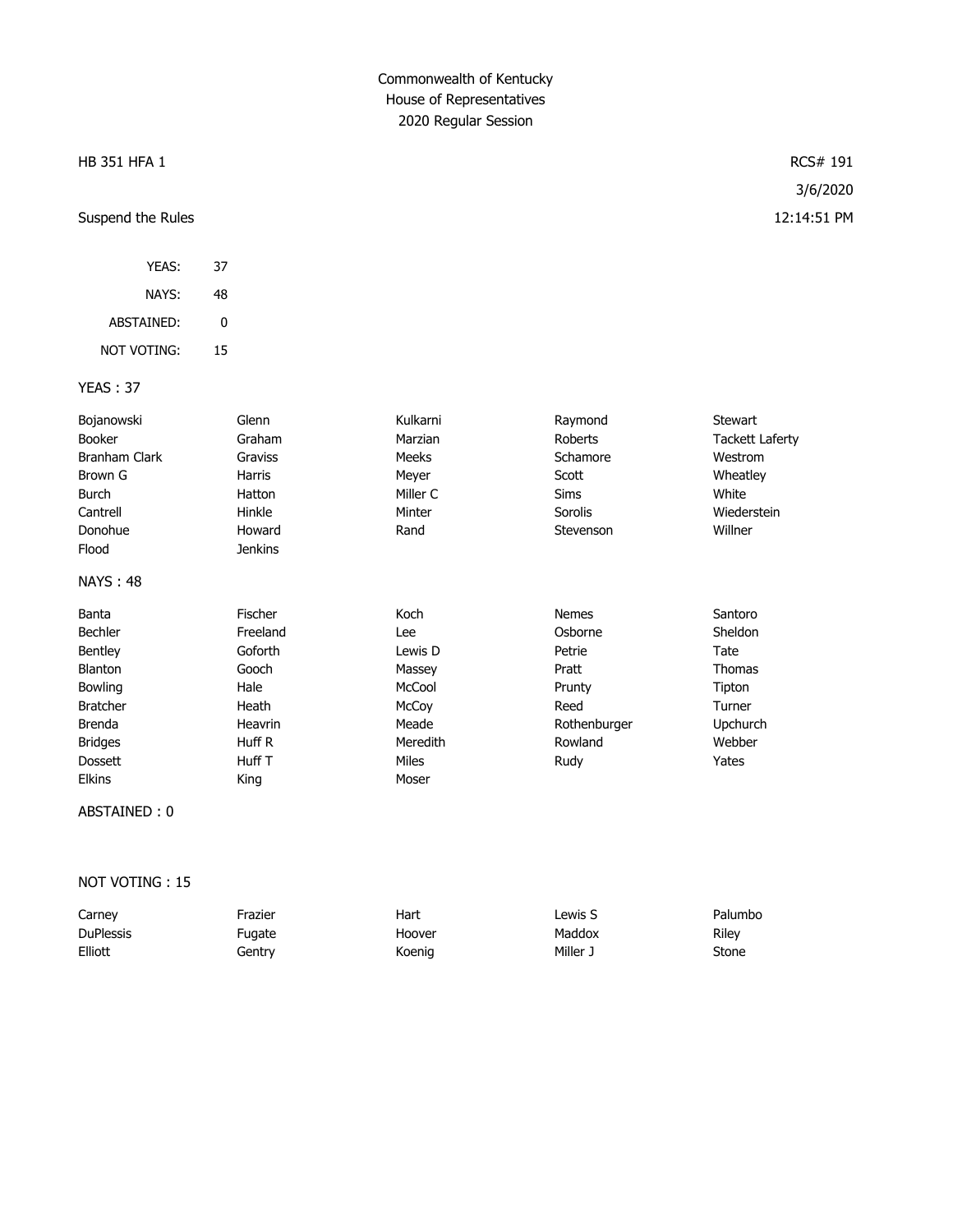# Commonwealth of Kentucky
## House of Representatives
### 2020 Regular Session

HB 351 HFA 1

RCS# 191

3/6/2020

Suspend the Rules

12:14:51 PM

| | |
|---|---|
| YEAS: | 37 |
| NAYS: | 48 |
| ABSTAINED: | 0 |
| NOT VOTING: | 15 |

YEAS : 37

| | | | | |
|---|---|---|---|---|
| Bojanowski | Glenn | Kulkarni | Raymond | Stewart |
| Booker | Graham | Marzian | Roberts | Tackett Laferty |
| Branham Clark | Graviss | Meeks | Schamore | Westrom |
| Brown G | Harris | Meyer | Scott | Wheatley |
| Burch | Hatton | Miller C | Sims | White |
| Cantrell | Hinkle | Minter | Sorolis | Wiederstein |
| Donohue | Howard | Rand | Stevenson | Willner |
| Flood | Jenkins | | | |

NAYS : 48

| | | | | |
|---|---|---|---|---|
| Banta | Fischer | Koch | Nemes | Santoro |
| Bechler | Freeland | Lee | Osborne | Sheldon |
| Bentley | Goforth | Lewis D | Petrie | Tate |
| Blanton | Gooch | Massey | Pratt | Thomas |
| Bowling | Hale | McCool | Prunty | Tipton |
| Bratcher | Heath | McCoy | Reed | Turner |
| Brenda | Heavrin | Meade | Rothenburger | Upchurch |
| Bridges | Huff R | Meredith | Rowland | Webber |
| Dossett | Huff T | Miles | Rudy | Yates |
| Elkins | King | Moser | | |

ABSTAINED : 0

NOT VOTING : 15

| | | | | |
|---|---|---|---|---|
| Carney | Frazier | Hart | Lewis S | Palumbo |
| DuPlessis | Fugate | Hoover | Maddox | Riley |
| Elliott | Gentry | Koenig | Miller J | Stone |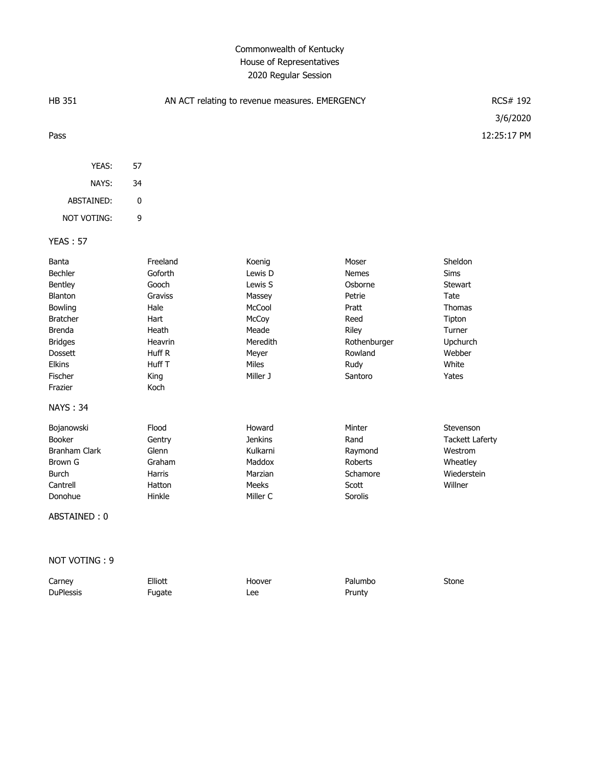Commonwealth of Kentucky
House of Representatives
2020 Regular Session

| HB 351 | AN ACT relating to revenue measures. EMERGENCY | RCS# 192 |
|---|---|---|
| | | 3/6/2020 |
| Pass | | 12:25:17 PM |

| | |
|---|---|
| YEAS: | 57 |
| NAYS: | 34 |
| ABSTAINED: | 0 |
| NOT VOTING: | 9 |

YEAS : 57

| | | | | |
|---|---|---|---|---|
| Banta | Freeland | Koenig | Moser | Sheldon |
| Bechler | Goforth | Lewis D | Nemes | Sims |
| Bentley | Gooch | Lewis S | Osborne | Stewart |
| Blanton | Graviss | Massey | Petrie | Tate |
| Bowling | Hale | McCool | Pratt | Thomas |
| Bratcher | Hart | McCoy | Reed | Tipton |
| Brenda | Heath | Meade | Riley | Turner |
| Bridges | Heavrin | Meredith | Rothenburger | Upchurch |
| Dossett | Huff R | Meyer | Rowland | Webber |
| Elkins | Huff T | Miles | Rudy | White |
| Fischer | King | Miller J | Santoro | Yates |
| Frazier | Koch | | | |

NAYS : 34

| | | | | |
|---|---|---|---|---|
| Bojanowski | Flood | Howard | Minter | Stevenson |
| Booker | Gentry | Jenkins | Rand | Tackett Laferty |
| Branham Clark | Glenn | Kulkarni | Raymond | Westrom |
| Brown G | Graham | Maddox | Roberts | Wheatley |
| Burch | Harris | Marzian | Schamore | Wiederstein |
| Cantrell | Hatton | Meeks | Scott | Willner |
| Donohue | Hinkle | Miller C | Sorolis | |

ABSTAINED : 0

NOT VOTING : 9

| | | | | |
|---|---|---|---|---|
| Carney | Elliott | Hoover | Palumbo | Stone |
| DuPlessis | Fugate | Lee | Prunty | |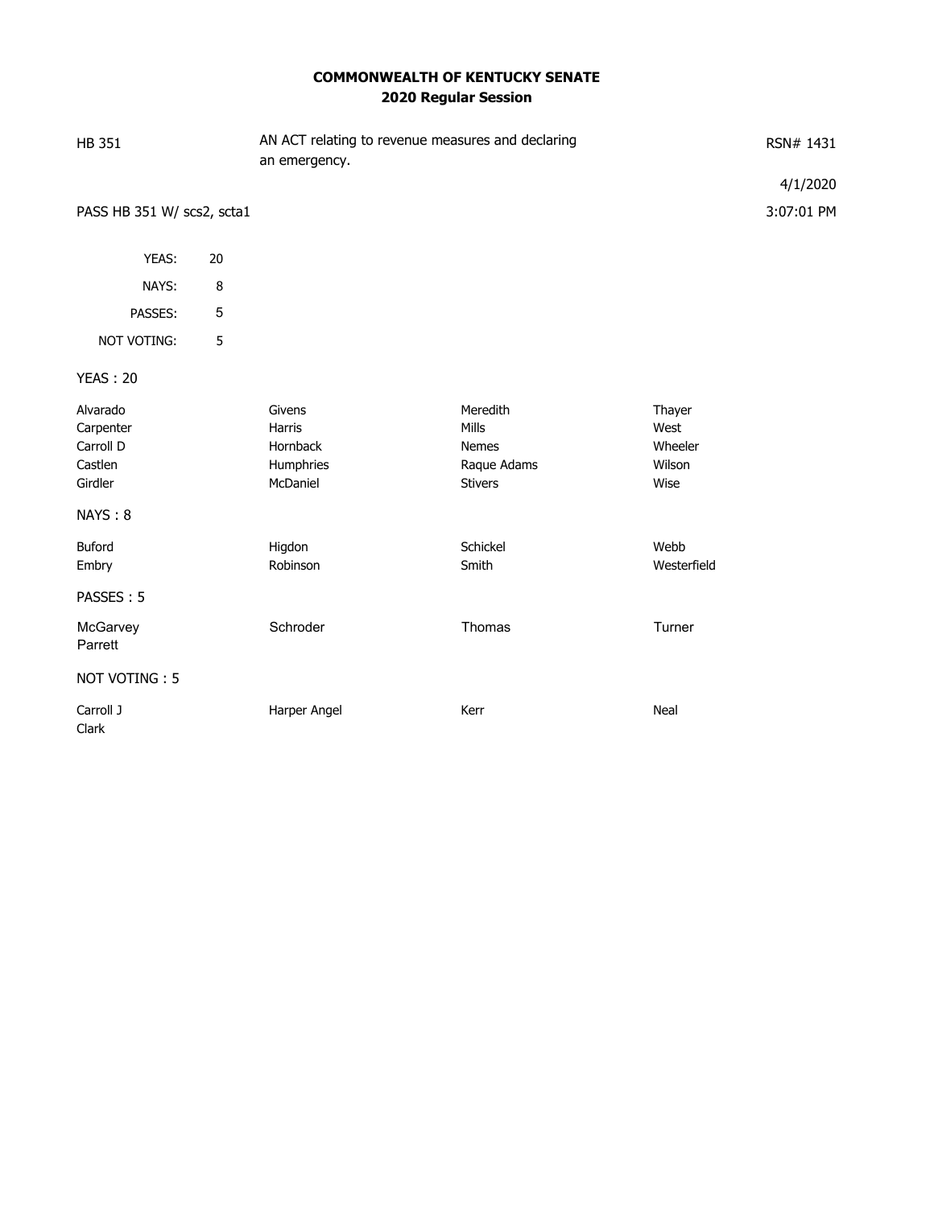**COMMONWEALTH OF KENTUCKY SENATE**
**2020 Regular Session**

HB 351 | AN ACT relating to revenue measures and declaring an emergency. | RSN# 1431

4/1/2020

PASS HB 351 W/ scs2, scta1

3:07:01 PM

| | |
|---|---|
| YEAS: | 20 |
| NAYS: | 8 |
| PASSES: | 5 |
| NOT VOTING: | 5 |

YEAS : 20

| | | | |
|---|---|---|---|
| Alvarado | Givens | Meredith | Thayer |
| Carpenter | Harris | Mills | West |
| Carroll D | Hornback | Nemes | Wheeler |
| Castlen | Humphries | Raque Adams | Wilson |
| Girdler | McDaniel | Stivers | Wise |

NAYS : 8

| | | | |
|---|---|---|---|
| Buford | Higdon | Schickel | Webb |
| Embry | Robinson | Smith | Westerfield |

PASSES : 5

| | | | |
|---|---|---|---|
| McGarvey | Schroder | Thomas | Turner |
| Parrett | | | |

NOT VOTING : 5

| | | | |
|---|---|---|---|
| Carroll J | Harper Angel | Kerr | Neal |
| Clark | | | |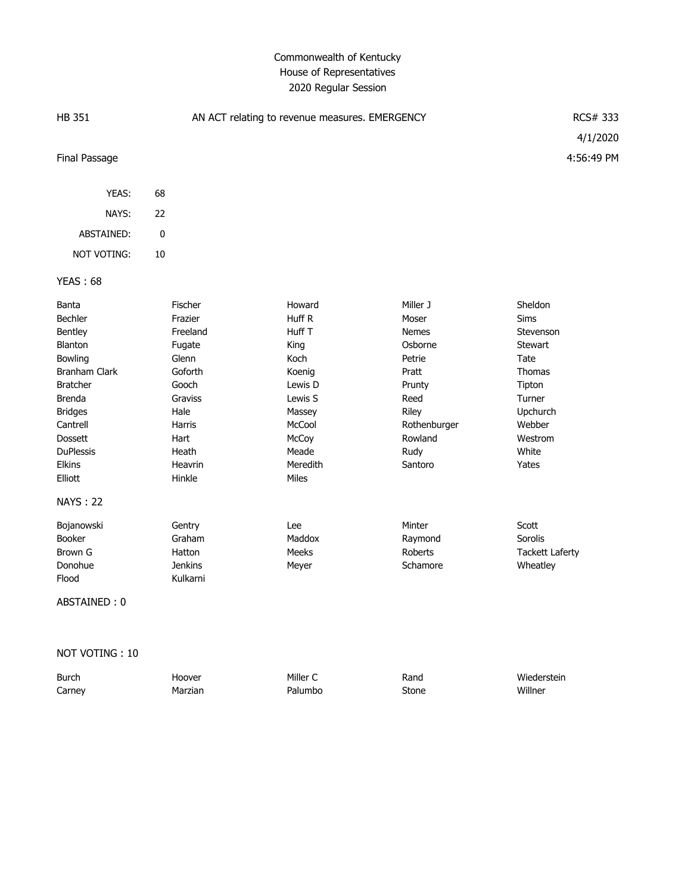Commonwealth of Kentucky
House of Representatives
2020 Regular Session

| HB 351 | AN ACT relating to revenue measures. EMERGENCY | RCS# 333 |
|---|---|---|
| | | 4/1/2020 |
| Final Passage | | 4:56:49 PM |

| | |
|---|---|
| YEAS: | 68 |
| NAYS: | 22 |
| ABSTAINED: | 0 |
| NOT VOTING: | 10 |

YEAS : 68

| | | | | |
|---|---|---|---|---|
| Banta | Fischer | Howard | Miller J | Sheldon |
| Bechler | Frazier | Huff R | Moser | Sims |
| Bentley | Freeland | Huff T | Nemes | Stevenson |
| Blanton | Fugate | King | Osborne | Stewart |
| Bowling | Glenn | Koch | Petrie | Tate |
| Branham Clark | Goforth | Koenig | Pratt | Thomas |
| Bratcher | Gooch | Lewis D | Prunty | Tipton |
| Brenda | Graviss | Lewis S | Reed | Turner |
| Bridges | Hale | Massey | Riley | Upchurch |
| Cantrell | Harris | McCool | Rothenburger | Webber |
| Dossett | Hart | McCoy | Rowland | Westrom |
| DuPlessis | Heath | Meade | Rudy | White |
| Elkins | Heavrin | Meredith | Santoro | Yates |
| Elliott | Hinkle | Miles | | |

NAYS : 22

| | | | | |
|---|---|---|---|---|
| Bojanowski | Gentry | Lee | Minter | Scott |
| Booker | Graham | Maddox | Raymond | Sorolis |
| Brown G | Hatton | Meeks | Roberts | Tackett Laferty |
| Donohue | Jenkins | Meyer | Schamore | Wheatley |
| Flood | Kulkarni | | | |

ABSTAINED : 0

NOT VOTING : 10

| | | | | |
|---|---|---|---|---|
| Burch | Hoover | Miller C | Rand | Wiederstein |
| Carney | Marzian | Palumbo | Stone | Willner |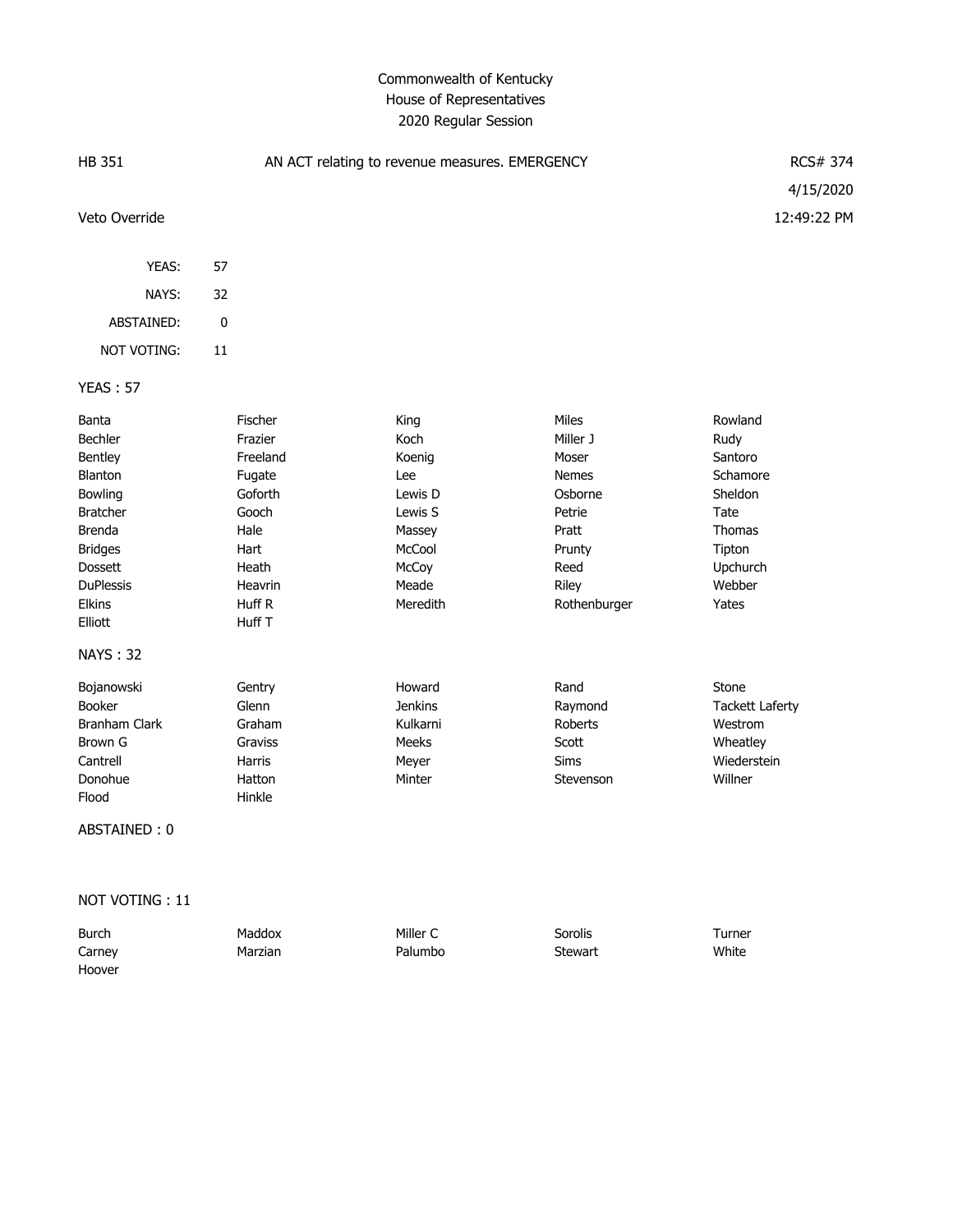Commonwealth of Kentucky
House of Representatives
2020 Regular Session

HB 351 — AN ACT relating to revenue measures. EMERGENCY — RCS# 374

4/15/2020

Veto Override — 12:49:22 PM

| | |
|---|---|
| YEAS: | 57 |
| NAYS: | 32 |
| ABSTAINED: | 0 |
| NOT VOTING: | 11 |

YEAS : 57

| | | | | |
|---|---|---|---|---|
| Banta | Fischer | King | Miles | Rowland |
| Bechler | Frazier | Koch | Miller J | Rudy |
| Bentley | Freeland | Koenig | Moser | Santoro |
| Blanton | Fugate | Lee | Nemes | Schamore |
| Bowling | Goforth | Lewis D | Osborne | Sheldon |
| Bratcher | Gooch | Lewis S | Petrie | Tate |
| Brenda | Hale | Massey | Pratt | Thomas |
| Bridges | Hart | McCool | Prunty | Tipton |
| Dossett | Heath | McCoy | Reed | Upchurch |
| DuPlessis | Heavrin | Meade | Riley | Webber |
| Elkins | Huff R | Meredith | Rothenburger | Yates |
| Elliott | Huff T | | | |

NAYS : 32

| | | | | |
|---|---|---|---|---|
| Bojanowski | Gentry | Howard | Rand | Stone |
| Booker | Glenn | Jenkins | Raymond | Tackett Laferty |
| Branham Clark | Graham | Kulkarni | Roberts | Westrom |
| Brown G | Graviss | Meeks | Scott | Wheatley |
| Cantrell | Harris | Meyer | Sims | Wiederstein |
| Donohue | Hatton | Minter | Stevenson | Willner |
| Flood | Hinkle | | | |

ABSTAINED : 0

NOT VOTING : 11

| | | | | |
|---|---|---|---|---|
| Burch | Maddox | Miller C | Sorolis | Turner |
| Carney | Marzian | Palumbo | Stewart | White |
| Hoover | | | | |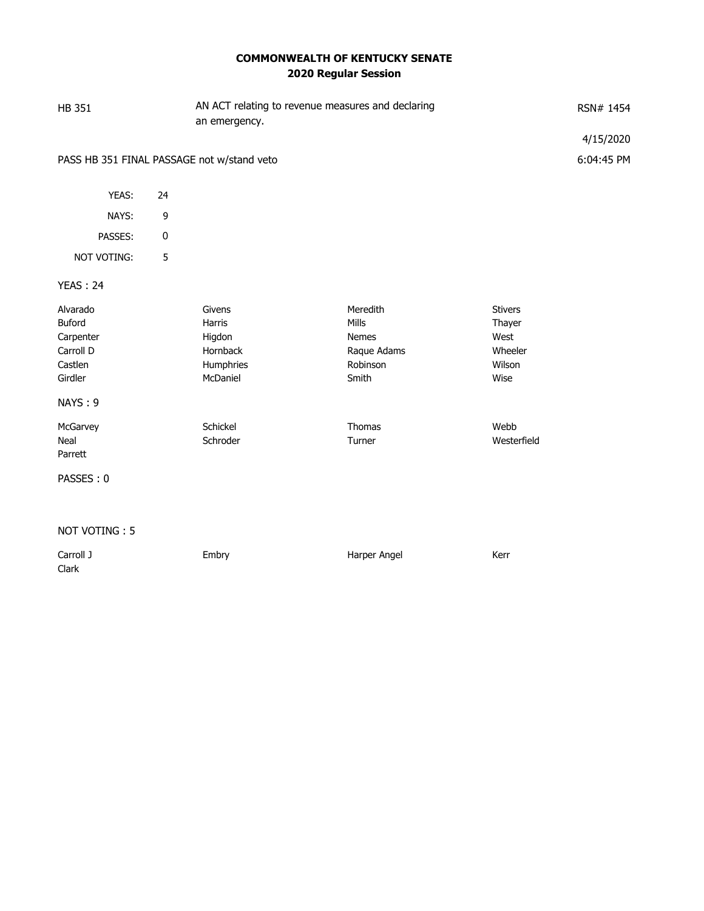**COMMONWEALTH OF KENTUCKY SENATE**
**2020 Regular Session**

HB 351 — AN ACT relating to revenue measures and declaring an emergency. — RSN# 1454

4/15/2020

PASS HB 351 FINAL PASSAGE not w/stand veto — 6:04:45 PM

| | |
|---|---|
| YEAS: | 24 |
| NAYS: | 9 |
| PASSES: | 0 |
| NOT VOTING: | 5 |

YEAS : 24

| | | | |
|---|---|---|---|
| Alvarado | Givens | Meredith | Stivers |
| Buford | Harris | Mills | Thayer |
| Carpenter | Higdon | Nemes | West |
| Carroll D | Hornback | Raque Adams | Wheeler |
| Castlen | Humphries | Robinson | Wilson |
| Girdler | McDaniel | Smith | Wise |

NAYS : 9

| | | | |
|---|---|---|---|
| McGarvey | Schickel | Thomas | Webb |
| Neal | Schroder | Turner | Westerfield |
| Parrett | | | |

PASSES : 0

NOT VOTING : 5

| | | | |
|---|---|---|---|
| Carroll J | Embry | Harper Angel | Kerr |
| Clark | | | |